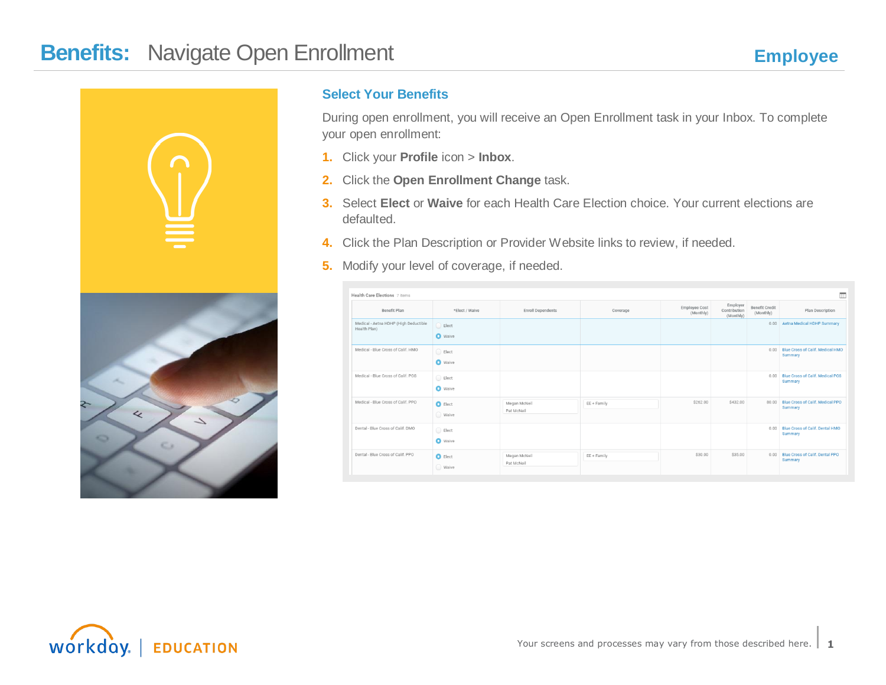# Benefits: Navigate Open Enrollment

**Employee**

## Select Your Benefits

During open enrollment, you will receive an Open Enrollment task in your Inbox. To complete your open enrollment:

1. Click your **Profile** icon > **Inbox**.
2. Click the **Open Enrollment Change** task.
3. Select **Elect** or **Waive** for each Health Care Election choice. Your current elections are defaulted.
4. Click the Plan Description or Provider Website links to review, if needed.
5. Modify your level of coverage, if needed.

**Health Care Elections** 7 items

| Benefit Plan | *Elect / Waive | Enroll Dependents | Coverage | Employee Cost (Monthly) | Employer Contribution (Monthly) | Benefit Credit (Monthly) | Plan Description |
|---|---|---|---|---|---|---|---|
| Medical - Aetna HDHP (High Deductible Health Plan) | Waive | | | | | 0.00 | Aetna Medical HDHP Summary |
| Medical - Blue Cross of Calif. HMO | Waive | | | | | 0.00 | Blue Cross of Calif. Medical HMO Summary |
| Medical - Blue Cross of Calif. POS | Waive | | | | | 0.00 | Blue Cross of Calif. Medical POS Summary |
| Medical - Blue Cross of Calif. PPO | Elect | Megan McNeil, Pat McNeil | EE + Family | $262.00 | $432.00 | 80.00 | Blue Cross of Calif. Medical PPO Summary |
| Dental - Blue Cross of Calif. DMO | Waive | | | | | 0.00 | Blue Cross of Calif. Dental HMO Summary |
| Dental - Blue Cross of Calif. PPO | Elect | Megan McNeil, Pat McNeil | EE + Family | $30.00 | $35.00 | 0.00 | Blue Cross of Calif. Dental PPO Summary |

workday. | EDUCATION

Your screens and processes may vary from those described here.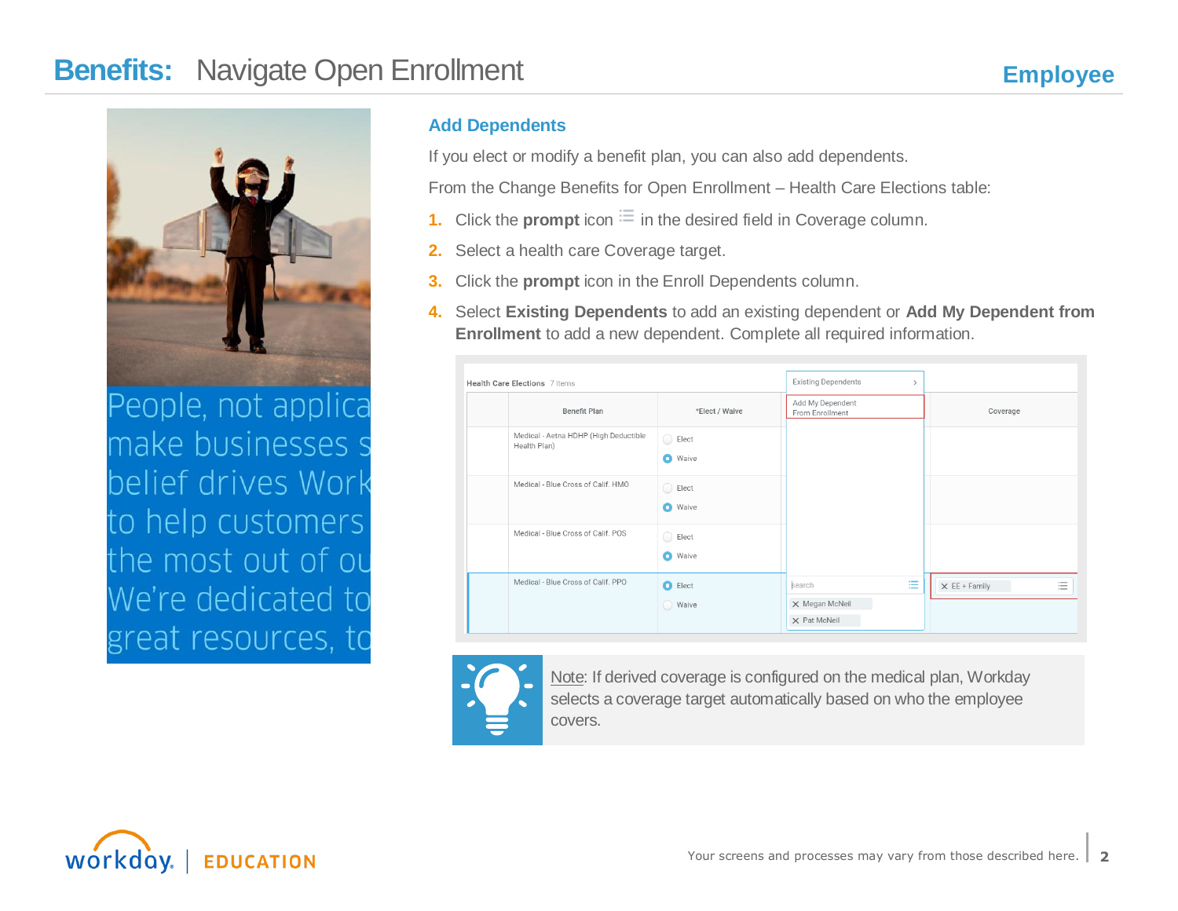# Benefits: Navigate Open Enrollment

**Employee**

People, not applica
make businesses s
belief drives Work
to help customers
the most out of ou
We're dedicated to
great resources, to

## Add Dependents

If you elect or modify a benefit plan, you can also add dependents.

From the Change Benefits for Open Enrollment – Health Care Elections table:

1. Click the **prompt** icon in the desired field in Coverage column.
2. Select a health care Coverage target.
3. Click the **prompt** icon in the Enroll Dependents column.
4. Select **Existing Dependents** to add an existing dependent or **Add My Dependent from Enrollment** to add a new dependent. Complete all required information.

Note: If derived coverage is configured on the medical plan, Workday selects a coverage target automatically based on who the employee covers.

Your screens and processes may vary from those described here.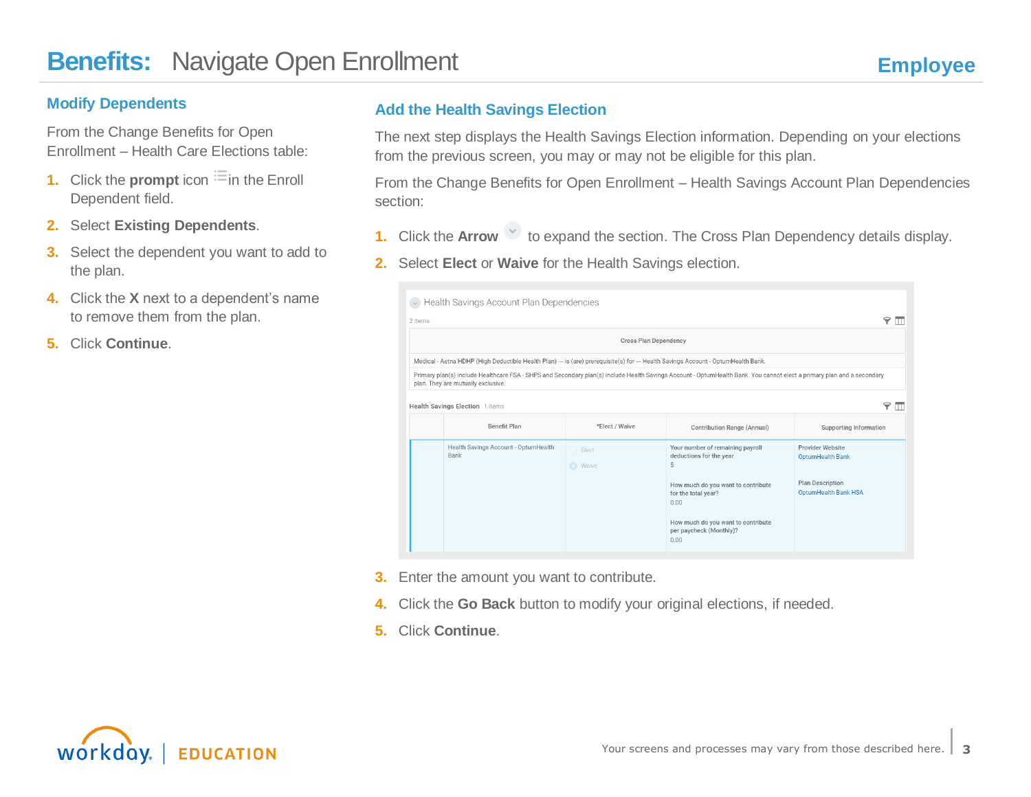# Benefits: Navigate Open Enrollment

## Modify Dependents

From the Change Benefits for Open Enrollment – Health Care Elections table:

1. Click the **prompt** icon in the Enroll Dependent field.
2. Select **Existing Dependents**.
3. Select the dependent you want to add to the plan.
4. Click the **X** next to a dependent's name to remove them from the plan.
5. Click **Continue**.

## Add the Health Savings Election

The next step displays the Health Savings Election information. Depending on your elections from the previous screen, you may or may not be eligible for this plan.

From the Change Benefits for Open Enrollment – Health Savings Account Plan Dependencies section:

1. Click the **Arrow** to expand the section. The Cross Plan Dependency details display.
2. Select **Elect** or **Waive** for the Health Savings election.
3. Enter the amount you want to contribute.
4. Click the **Go Back** button to modify your original elections, if needed.
5. Click **Continue**.

Your screens and processes may vary from those described here.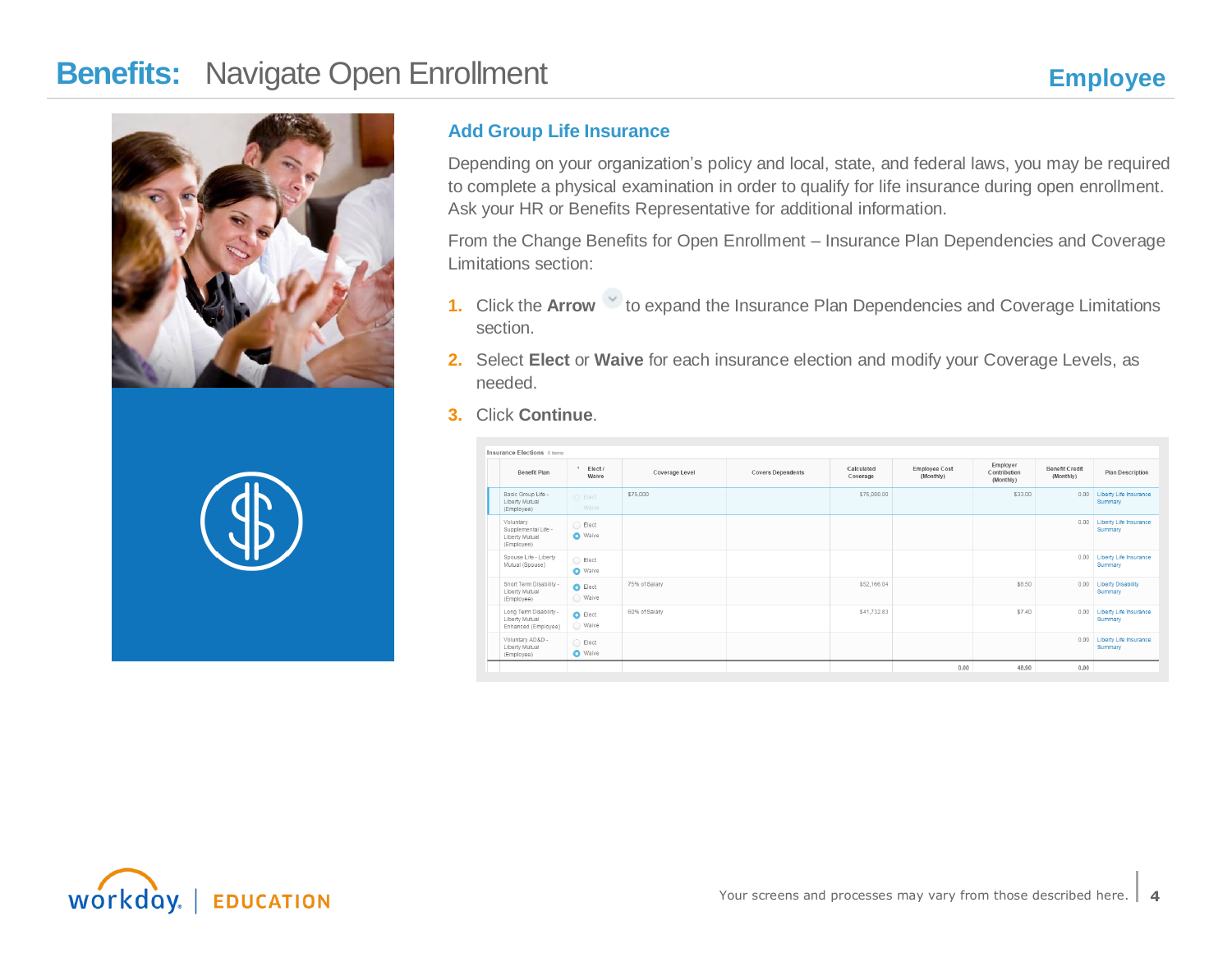# Benefits: Navigate Open Enrollment

**Employee**

## Add Group Life Insurance

Depending on your organization's policy and local, state, and federal laws, you may be required to complete a physical examination in order to qualify for life insurance during open enrollment. Ask your HR or Benefits Representative for additional information.

From the Change Benefits for Open Enrollment – Insurance Plan Dependencies and Coverage Limitations section:

1. Click the **Arrow** to expand the Insurance Plan Dependencies and Coverage Limitations section.
2. Select **Elect** or **Waive** for each insurance election and modify your Coverage Levels, as needed.
3. Click **Continue**.

Insurance Elections 6 items

| Benefit Plan | Elect / Waive | Coverage Level | Covers Dependents | Calculated Coverage | Employee Cost (Monthly) | Employer Contribution (Monthly) | Benefit Credit (Monthly) | Plan Description |
|---|---|---|---|---|---|---|---|---|
| Basic Group Life - Liberty Mutual (Employee) | Elect | $75,000 | | $75,000.00 | | $33.00 | 0.00 | Liberty Life Insurance Summary |
| Voluntary Supplemental Life - Liberty Mutual (Employee) | Waive | | | | | | 0.00 | Liberty Life Insurance Summary |
| Spouse Life - Liberty Mutual (Spouse) | Waive | | | | | | 0.00 | Liberty Life Insurance Summary |
| Short Term Disability - Liberty Mutual (Employee) | Elect | 75% of Salary | | $52,166.04 | | $8.50 | 0.00 | Liberty Disability Summary |
| Long Term Disability - Liberty Mutual Enhanced (Employee) | Elect | 60% of Salary | | $41,732.83 | | $7.40 | 0.00 | Liberty Life Insurance Summary |
| Voluntary AD&D - Liberty Mutual (Employee) | Waive | | | | | | 0.00 | Liberty Life Insurance Summary |
| | | | | | 0.00 | 48.90 | 0.00 | |

Your screens and processes may vary from those described here.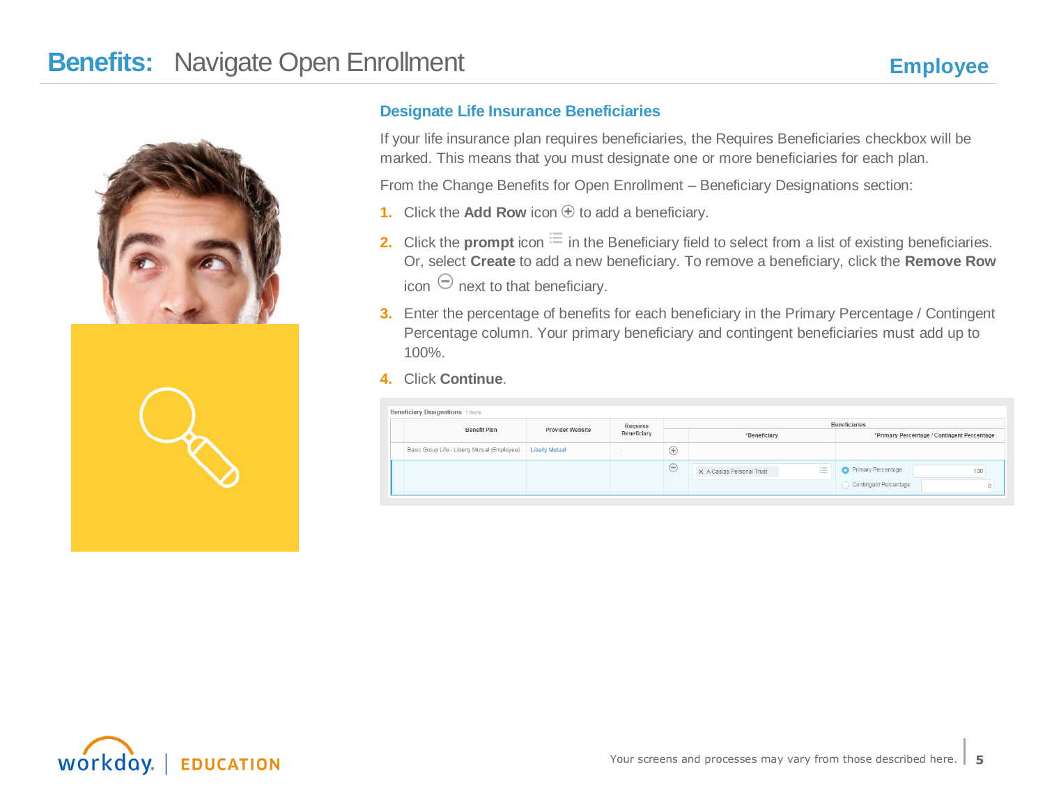# Benefits: Navigate Open Enrollment

**Employee**

## Designate Life Insurance Beneficiaries

If your life insurance plan requires beneficiaries, the Requires Beneficiaries checkbox will be marked. This means that you must designate one or more beneficiaries for each plan.

From the Change Benefits for Open Enrollment – Beneficiary Designations section:

1. Click the **Add Row** icon ⊕ to add a beneficiary.
2. Click the **prompt** icon ☰ in the Beneficiary field to select from a list of existing beneficiaries. Or, select **Create** to add a new beneficiary. To remove a beneficiary, click the **Remove Row** icon ⊖ next to that beneficiary.
3. Enter the percentage of benefits for each beneficiary in the Primary Percentage / Contingent Percentage column. Your primary beneficiary and contingent beneficiaries must add up to 100%.
4. Click **Continue**.

Beneficiary Designations 1 item

| Benefit Plan | Provider Website | Requires Beneficiary | Beneficiaries | | |
|---|---|---|---|---|---|
| | | | | *Beneficiary | *Primary Percentage / Contingent Percentage |
| Basic Group Life - Liberty Mutual (Employee) | Liberty Mutual | ☐ | ⊕ | | |
| | | | ⊖ | × A Casias Personal Trust | Primary Percentage 100; Contingent Percentage 0 |

Your screens and processes may vary from those described here.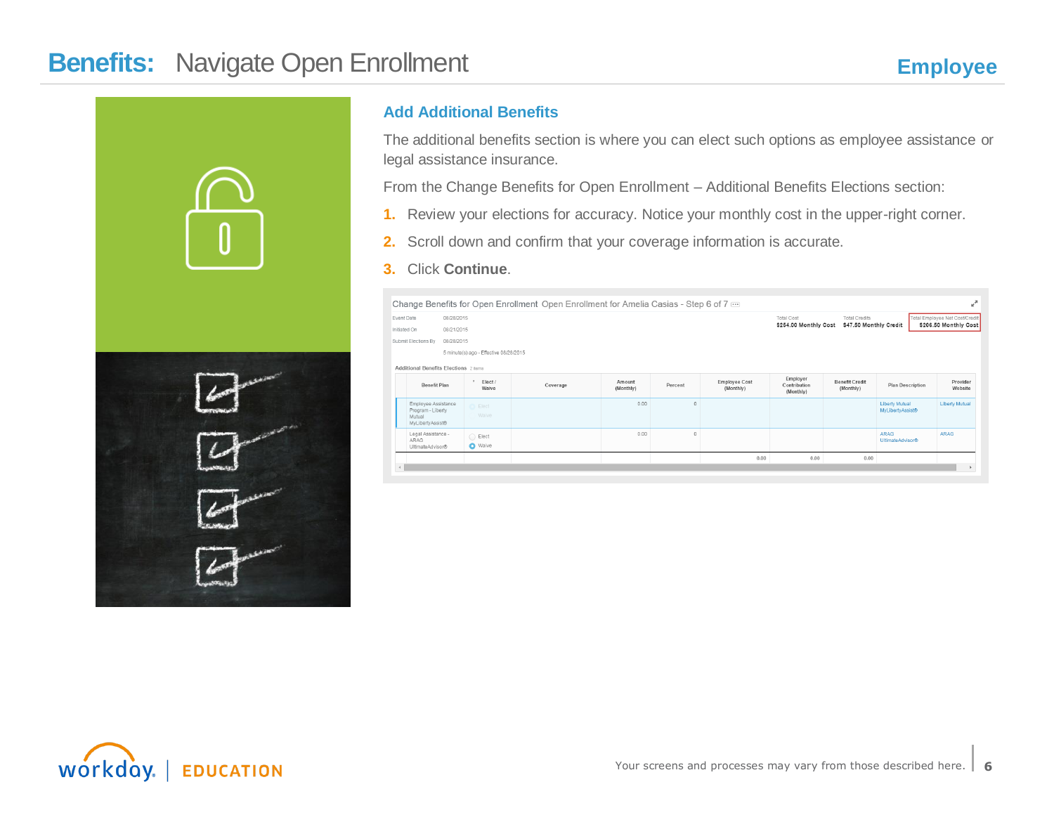# Benefits: Navigate Open Enrollment

## Add Additional Benefits

The additional benefits section is where you can elect such options as employee assistance or legal assistance insurance.

From the Change Benefits for Open Enrollment – Additional Benefits Elections section:

1. Review your elections for accuracy. Notice your monthly cost in the upper-right corner.
2. Scroll down and confirm that your coverage information is accurate.
3. Click **Continue**.

Change Benefits for Open Enrollment Open Enrollment for Amelia Casias - Step 6 of 7

| | |
|---|---|
| Event Date | 08/28/2015 |
| Initiated On | 08/21/2015 |
| Submit Elections By | 08/28/2015 |
| | 5 minute(s) ago - Effective 08/28/2015 |

| Total Cost | Total Credits | Total Employee Net Cost/Credit |
|---|---|---|
| $254.00 Monthly Cost | $47.50 Monthly Credit | $206.50 Monthly Cost |

Additional Benefits Elections 2 items

| Benefit Plan | Elect / Waive | Coverage | Amount (Monthly) | Percent | Employee Cost (Monthly) | Employer Contribution (Monthly) | Benefit Credit (Monthly) | Plan Description | Provider Website |
|---|---|---|---|---|---|---|---|---|---|
| Employee Assistance Program - Liberty Mutual MyLibertyAssist® | Elect / Waive | | 0.00 | 0 | | | | Liberty Mutual MyLibertyAssist® | Liberty Mutual |
| Legal Assistance - ARAG UltimateAdvisor® | Elect / Waive | | 0.00 | 0 | | | | ARAG UltimateAdvisor® | ARAG |
| | | | | | 0.00 | 0.00 | 0.00 | | |

workday. | EDUCATION

Your screens and processes may vary from those described here.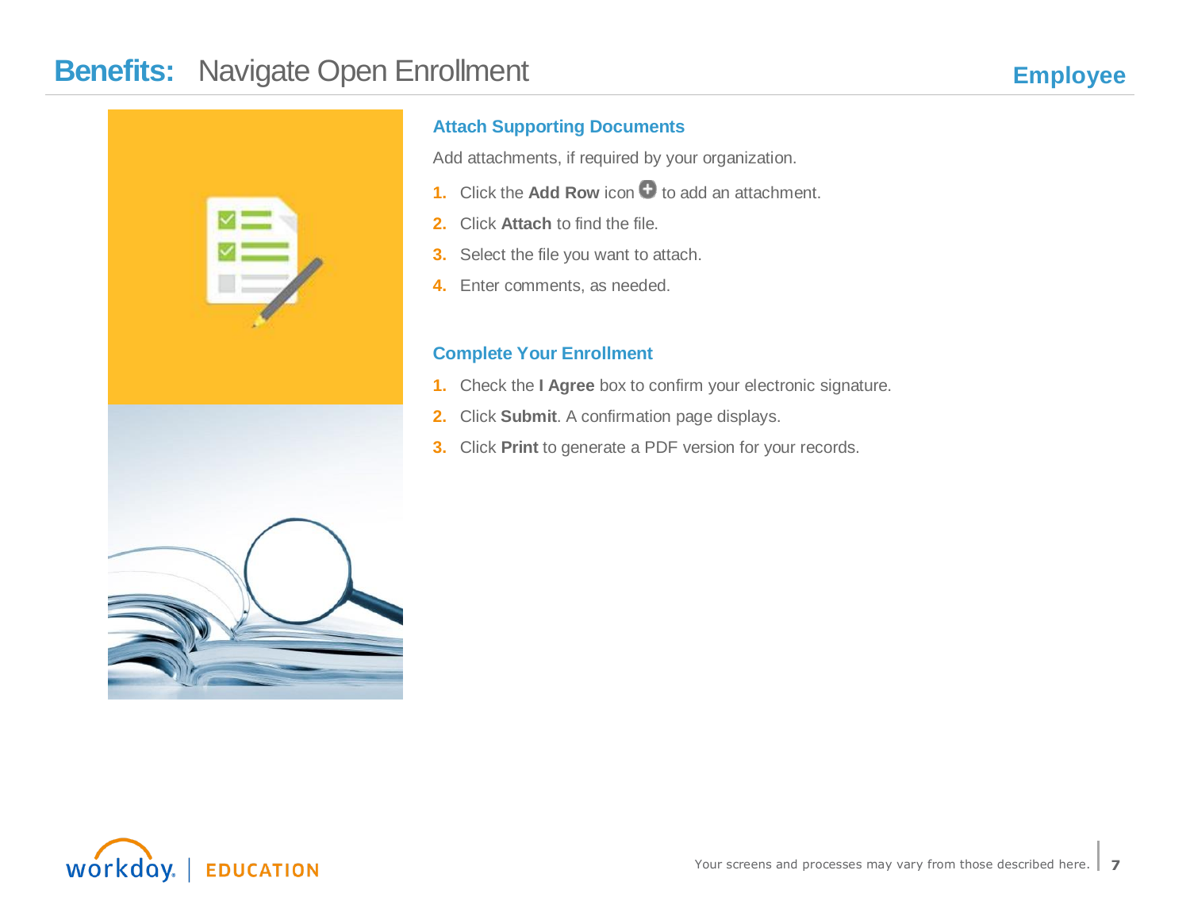# Benefits: Navigate Open Enrollment

## Attach Supporting Documents

Add attachments, if required by your organization.

1. Click the **Add Row** icon ⊕ to add an attachment.
2. Click **Attach** to find the file.
3. Select the file you want to attach.
4. Enter comments, as needed.

## Complete Your Enrollment

1. Check the **I Agree** box to confirm your electronic signature.
2. Click **Submit**. A confirmation page displays.
3. Click **Print** to generate a PDF version for your records.